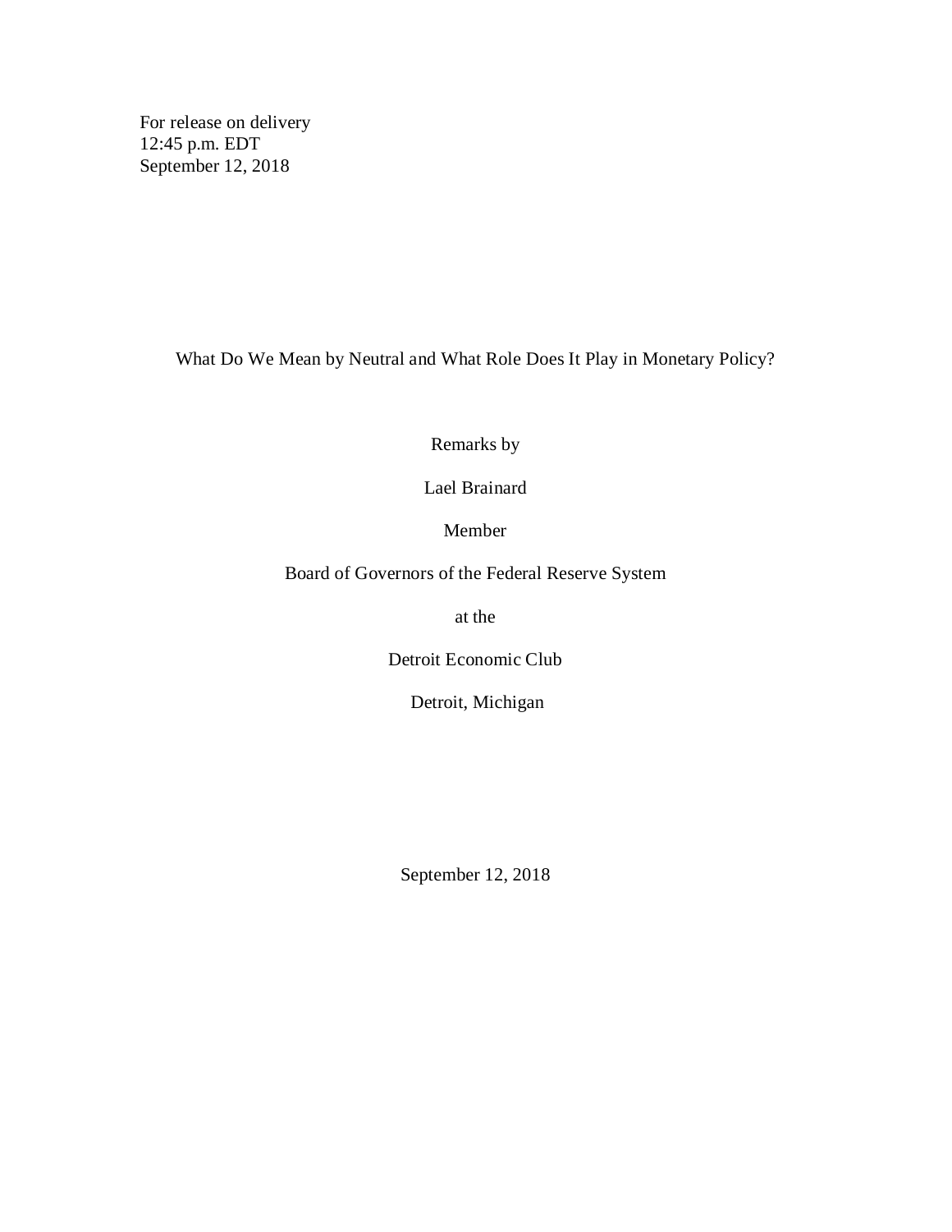For release on delivery
12:45 p.m. EDT
September 12, 2018

# What Do We Mean by Neutral and What Role Does It Play in Monetary Policy?

Remarks by

Lael Brainard

Member

Board of Governors of the Federal Reserve System

at the

Detroit Economic Club

Detroit, Michigan

September 12, 2018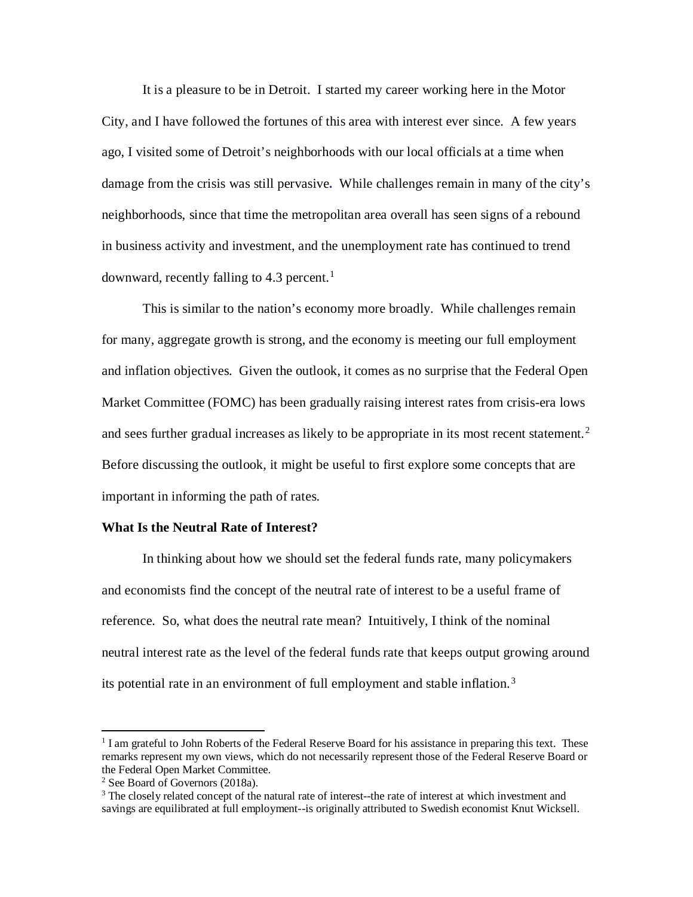It is a pleasure to be in Detroit. I started my career working here in the Motor City, and I have followed the fortunes of this area with interest ever since. A few years ago, I visited some of Detroit's neighborhoods with our local officials at a time when damage from the crisis was still pervasive. While challenges remain in many of the city's neighborhoods, since that time the metropolitan area overall has seen signs of a rebound in business activity and investment, and the unemployment rate has continued to trend downward, recently falling to 4.3 percent.[1]

This is similar to the nation's economy more broadly. While challenges remain for many, aggregate growth is strong, and the economy is meeting our full employment and inflation objectives. Given the outlook, it comes as no surprise that the Federal Open Market Committee (FOMC) has been gradually raising interest rates from crisis-era lows and sees further gradual increases as likely to be appropriate in its most recent statement.[2] Before discussing the outlook, it might be useful to first explore some concepts that are important in informing the path of rates.

**What Is the Neutral Rate of Interest?**

In thinking about how we should set the federal funds rate, many policymakers and economists find the concept of the neutral rate of interest to be a useful frame of reference. So, what does the neutral rate mean? Intuitively, I think of the nominal neutral interest rate as the level of the federal funds rate that keeps output growing around its potential rate in an environment of full employment and stable inflation.[3]

---

[1] I am grateful to John Roberts of the Federal Reserve Board for his assistance in preparing this text. These remarks represent my own views, which do not necessarily represent those of the Federal Reserve Board or the Federal Open Market Committee.

[2] See Board of Governors (2018a).

[3] The closely related concept of the natural rate of interest--the rate of interest at which investment and savings are equilibrated at full employment--is originally attributed to Swedish economist Knut Wicksell.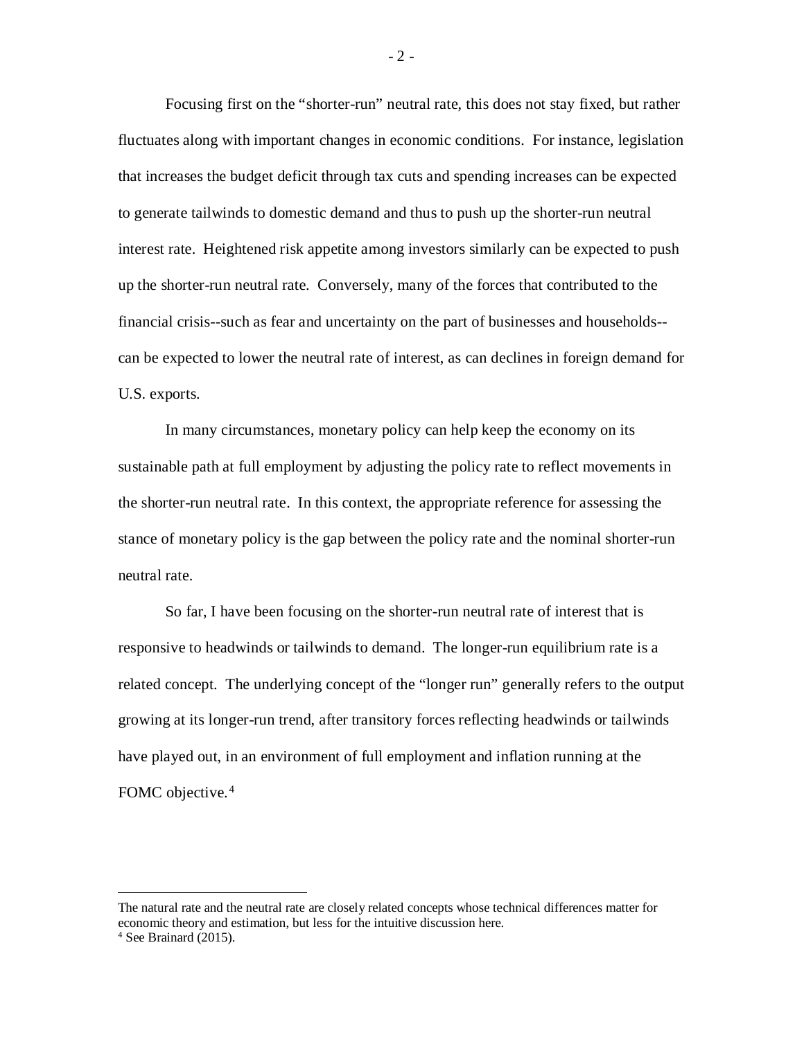Focusing first on the "shorter-run" neutral rate, this does not stay fixed, but rather fluctuates along with important changes in economic conditions. For instance, legislation that increases the budget deficit through tax cuts and spending increases can be expected to generate tailwinds to domestic demand and thus to push up the shorter-run neutral interest rate. Heightened risk appetite among investors similarly can be expected to push up the shorter-run neutral rate. Conversely, many of the forces that contributed to the financial crisis--such as fear and uncertainty on the part of businesses and households--can be expected to lower the neutral rate of interest, as can declines in foreign demand for U.S. exports.

In many circumstances, monetary policy can help keep the economy on its sustainable path at full employment by adjusting the policy rate to reflect movements in the shorter-run neutral rate. In this context, the appropriate reference for assessing the stance of monetary policy is the gap between the policy rate and the nominal shorter-run neutral rate.

So far, I have been focusing on the shorter-run neutral rate of interest that is responsive to headwinds or tailwinds to demand. The longer-run equilibrium rate is a related concept. The underlying concept of the "longer run" generally refers to the output growing at its longer-run trend, after transitory forces reflecting headwinds or tailwinds have played out, in an environment of full employment and inflation running at the FOMC objective.[4]

---

The natural rate and the neutral rate are closely related concepts whose technical differences matter for economic theory and estimation, but less for the intuitive discussion here.

[4] See Brainard (2015).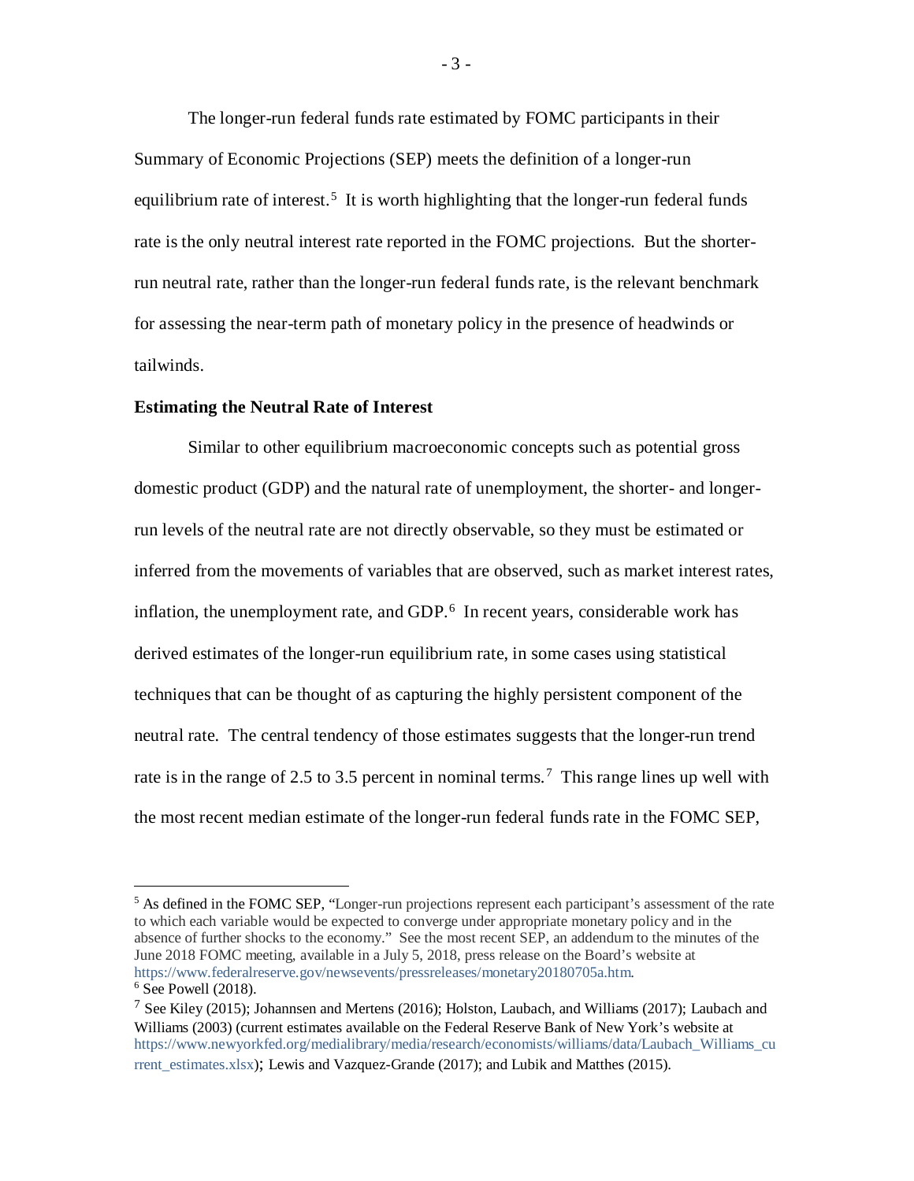The longer-run federal funds rate estimated by FOMC participants in their Summary of Economic Projections (SEP) meets the definition of a longer-run equilibrium rate of interest.[5] It is worth highlighting that the longer-run federal funds rate is the only neutral interest rate reported in the FOMC projections. But the shorter-run neutral rate, rather than the longer-run federal funds rate, is the relevant benchmark for assessing the near-term path of monetary policy in the presence of headwinds or tailwinds.

**Estimating the Neutral Rate of Interest**

Similar to other equilibrium macroeconomic concepts such as potential gross domestic product (GDP) and the natural rate of unemployment, the shorter- and longer-run levels of the neutral rate are not directly observable, so they must be estimated or inferred from the movements of variables that are observed, such as market interest rates, inflation, the unemployment rate, and GDP.[6] In recent years, considerable work has derived estimates of the longer-run equilibrium rate, in some cases using statistical techniques that can be thought of as capturing the highly persistent component of the neutral rate. The central tendency of those estimates suggests that the longer-run trend rate is in the range of 2.5 to 3.5 percent in nominal terms.[7] This range lines up well with the most recent median estimate of the longer-run federal funds rate in the FOMC SEP,

---

[5] As defined in the FOMC SEP, "Longer-run projections represent each participant's assessment of the rate to which each variable would be expected to converge under appropriate monetary policy and in the absence of further shocks to the economy." See the most recent SEP, an addendum to the minutes of the June 2018 FOMC meeting, available in a July 5, 2018, press release on the Board's website at https://www.federalreserve.gov/newsevents/pressreleases/monetary20180705a.htm.

[6] See Powell (2018).

[7] See Kiley (2015); Johannsen and Mertens (2016); Holston, Laubach, and Williams (2017); Laubach and Williams (2003) (current estimates available on the Federal Reserve Bank of New York's website at https://www.newyorkfed.org/medialibrary/media/research/economists/williams/data/Laubach_Williams_current_estimates.xlsx); Lewis and Vazquez-Grande (2017); and Lubik and Matthes (2015).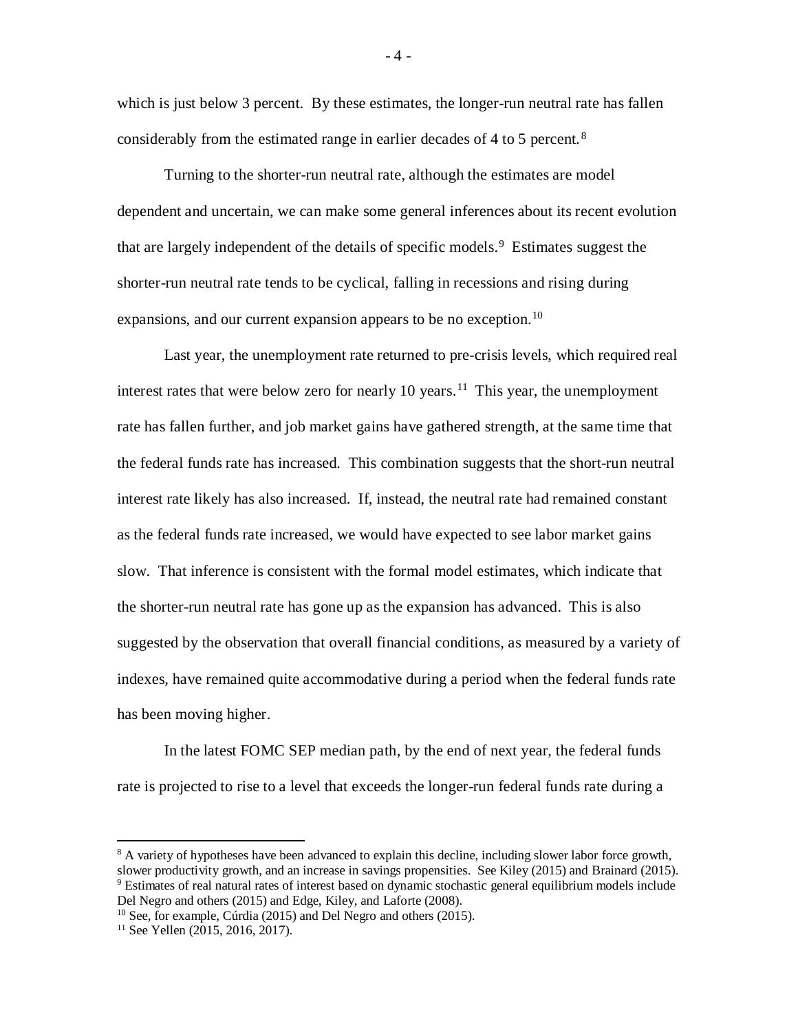which is just below 3 percent. By these estimates, the longer-run neutral rate has fallen considerably from the estimated range in earlier decades of 4 to 5 percent.[8]

Turning to the shorter-run neutral rate, although the estimates are model dependent and uncertain, we can make some general inferences about its recent evolution that are largely independent of the details of specific models.[9] Estimates suggest the shorter-run neutral rate tends to be cyclical, falling in recessions and rising during expansions, and our current expansion appears to be no exception.[10]

Last year, the unemployment rate returned to pre-crisis levels, which required real interest rates that were below zero for nearly 10 years.[11] This year, the unemployment rate has fallen further, and job market gains have gathered strength, at the same time that the federal funds rate has increased. This combination suggests that the short-run neutral interest rate likely has also increased. If, instead, the neutral rate had remained constant as the federal funds rate increased, we would have expected to see labor market gains slow. That inference is consistent with the formal model estimates, which indicate that the shorter-run neutral rate has gone up as the expansion has advanced. This is also suggested by the observation that overall financial conditions, as measured by a variety of indexes, have remained quite accommodative during a period when the federal funds rate has been moving higher.

In the latest FOMC SEP median path, by the end of next year, the federal funds rate is projected to rise to a level that exceeds the longer-run federal funds rate during a

---

[8] A variety of hypotheses have been advanced to explain this decline, including slower labor force growth, slower productivity growth, and an increase in savings propensities. See Kiley (2015) and Brainard (2015).

[9] Estimates of real natural rates of interest based on dynamic stochastic general equilibrium models include Del Negro and others (2015) and Edge, Kiley, and Laforte (2008).

[10] See, for example, Cúrdia (2015) and Del Negro and others (2015).

[11] See Yellen (2015, 2016, 2017).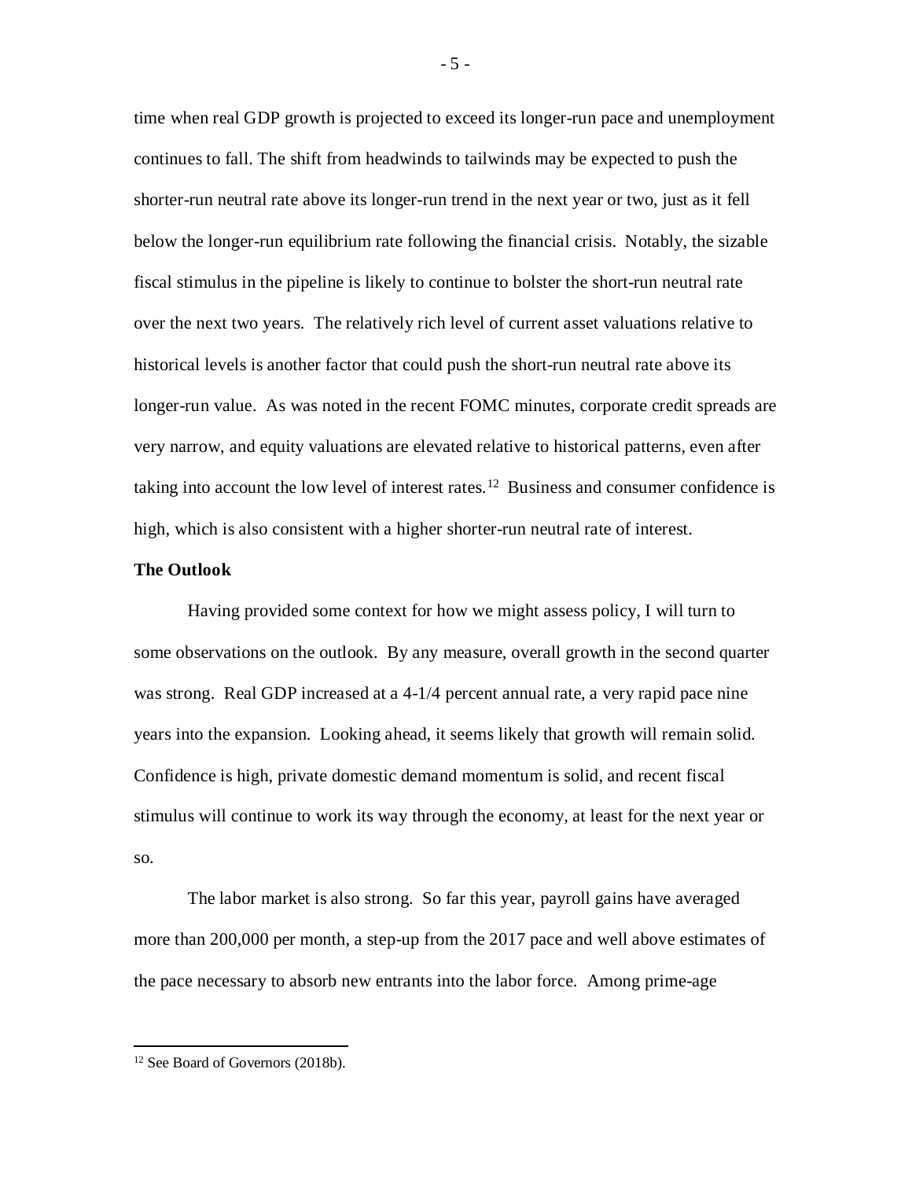time when real GDP growth is projected to exceed its longer-run pace and unemployment continues to fall. The shift from headwinds to tailwinds may be expected to push the shorter-run neutral rate above its longer-run trend in the next year or two, just as it fell below the longer-run equilibrium rate following the financial crisis. Notably, the sizable fiscal stimulus in the pipeline is likely to continue to bolster the short-run neutral rate over the next two years. The relatively rich level of current asset valuations relative to historical levels is another factor that could push the short-run neutral rate above its longer-run value. As was noted in the recent FOMC minutes, corporate credit spreads are very narrow, and equity valuations are elevated relative to historical patterns, even after taking into account the low level of interest rates.[12] Business and consumer confidence is high, which is also consistent with a higher shorter-run neutral rate of interest.

**The Outlook**

Having provided some context for how we might assess policy, I will turn to some observations on the outlook. By any measure, overall growth in the second quarter was strong. Real GDP increased at a 4-1/4 percent annual rate, a very rapid pace nine years into the expansion. Looking ahead, it seems likely that growth will remain solid. Confidence is high, private domestic demand momentum is solid, and recent fiscal stimulus will continue to work its way through the economy, at least for the next year or so.

The labor market is also strong. So far this year, payroll gains have averaged more than 200,000 per month, a step-up from the 2017 pace and well above estimates of the pace necessary to absorb new entrants into the labor force. Among prime-age

[12] See Board of Governors (2018b).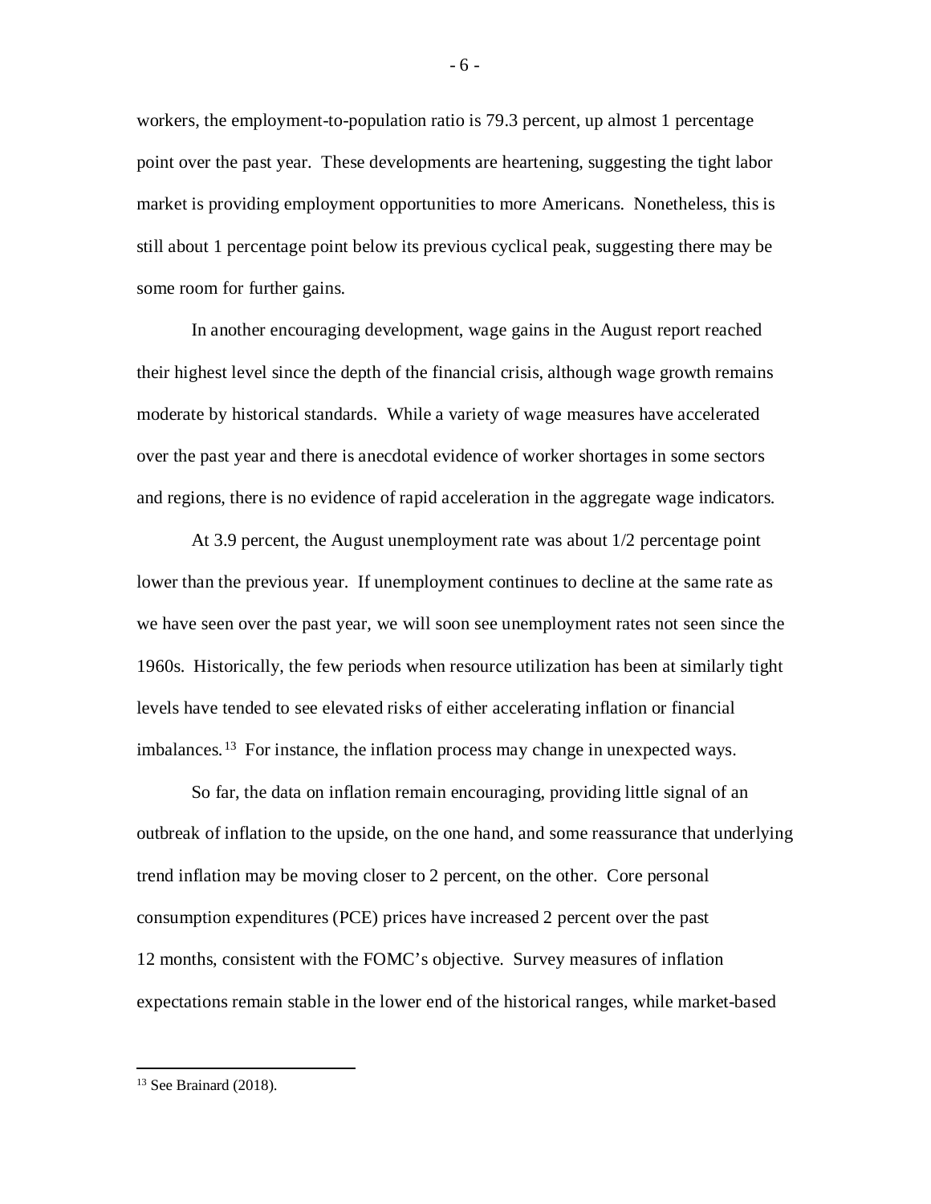workers, the employment-to-population ratio is 79.3 percent, up almost 1 percentage point over the past year. These developments are heartening, suggesting the tight labor market is providing employment opportunities to more Americans. Nonetheless, this is still about 1 percentage point below its previous cyclical peak, suggesting there may be some room for further gains.

In another encouraging development, wage gains in the August report reached their highest level since the depth of the financial crisis, although wage growth remains moderate by historical standards. While a variety of wage measures have accelerated over the past year and there is anecdotal evidence of worker shortages in some sectors and regions, there is no evidence of rapid acceleration in the aggregate wage indicators.

At 3.9 percent, the August unemployment rate was about 1/2 percentage point lower than the previous year. If unemployment continues to decline at the same rate as we have seen over the past year, we will soon see unemployment rates not seen since the 1960s. Historically, the few periods when resource utilization has been at similarly tight levels have tended to see elevated risks of either accelerating inflation or financial imbalances.[13] For instance, the inflation process may change in unexpected ways.

So far, the data on inflation remain encouraging, providing little signal of an outbreak of inflation to the upside, on the one hand, and some reassurance that underlying trend inflation may be moving closer to 2 percent, on the other. Core personal consumption expenditures (PCE) prices have increased 2 percent over the past 12 months, consistent with the FOMC's objective. Survey measures of inflation expectations remain stable in the lower end of the historical ranges, while market-based

[13] See Brainard (2018).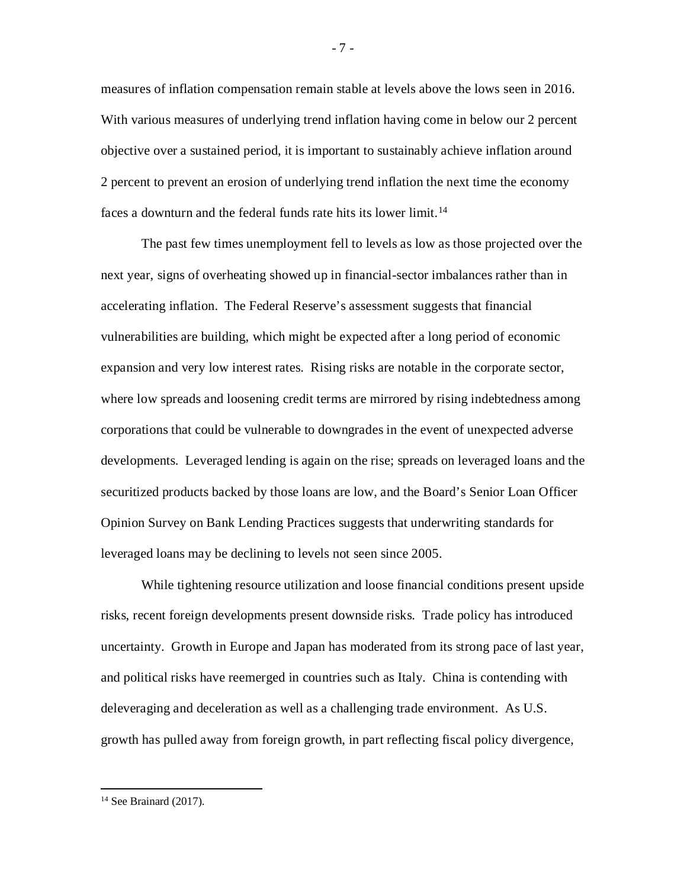measures of inflation compensation remain stable at levels above the lows seen in 2016. With various measures of underlying trend inflation having come in below our 2 percent objective over a sustained period, it is important to sustainably achieve inflation around 2 percent to prevent an erosion of underlying trend inflation the next time the economy faces a downturn and the federal funds rate hits its lower limit.[14]

The past few times unemployment fell to levels as low as those projected over the next year, signs of overheating showed up in financial-sector imbalances rather than in accelerating inflation. The Federal Reserve's assessment suggests that financial vulnerabilities are building, which might be expected after a long period of economic expansion and very low interest rates. Rising risks are notable in the corporate sector, where low spreads and loosening credit terms are mirrored by rising indebtedness among corporations that could be vulnerable to downgrades in the event of unexpected adverse developments. Leveraged lending is again on the rise; spreads on leveraged loans and the securitized products backed by those loans are low, and the Board's Senior Loan Officer Opinion Survey on Bank Lending Practices suggests that underwriting standards for leveraged loans may be declining to levels not seen since 2005.

While tightening resource utilization and loose financial conditions present upside risks, recent foreign developments present downside risks. Trade policy has introduced uncertainty. Growth in Europe and Japan has moderated from its strong pace of last year, and political risks have reemerged in countries such as Italy. China is contending with deleveraging and deceleration as well as a challenging trade environment. As U.S. growth has pulled away from foreign growth, in part reflecting fiscal policy divergence,

---

[14] See Brainard (2017).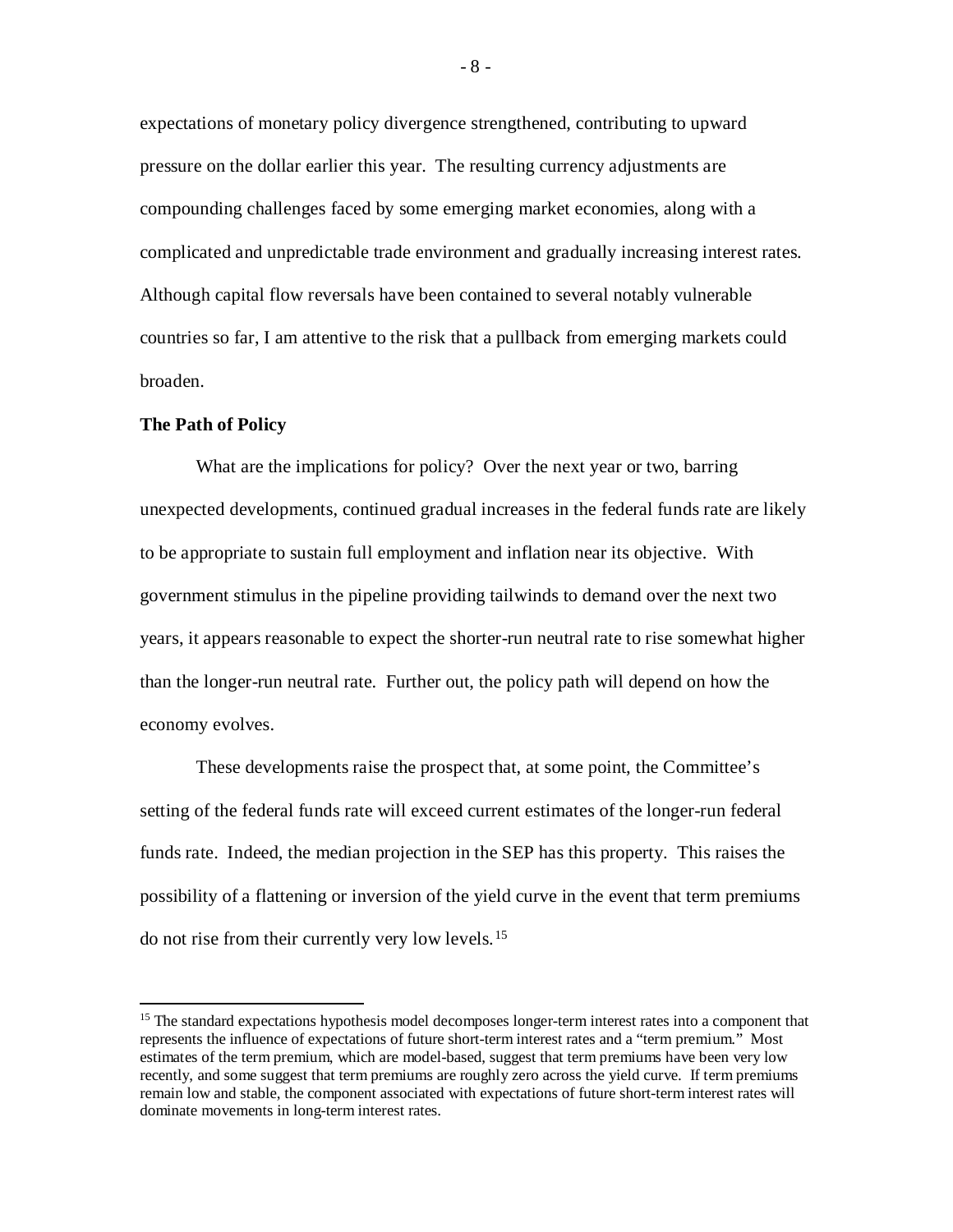expectations of monetary policy divergence strengthened, contributing to upward pressure on the dollar earlier this year. The resulting currency adjustments are compounding challenges faced by some emerging market economies, along with a complicated and unpredictable trade environment and gradually increasing interest rates. Although capital flow reversals have been contained to several notably vulnerable countries so far, I am attentive to the risk that a pullback from emerging markets could broaden.

**The Path of Policy**

What are the implications for policy? Over the next year or two, barring unexpected developments, continued gradual increases in the federal funds rate are likely to be appropriate to sustain full employment and inflation near its objective. With government stimulus in the pipeline providing tailwinds to demand over the next two years, it appears reasonable to expect the shorter-run neutral rate to rise somewhat higher than the longer-run neutral rate. Further out, the policy path will depend on how the economy evolves.

These developments raise the prospect that, at some point, the Committee's setting of the federal funds rate will exceed current estimates of the longer-run federal funds rate. Indeed, the median projection in the SEP has this property. This raises the possibility of a flattening or inversion of the yield curve in the event that term premiums do not rise from their currently very low levels.[15]

---

[15] The standard expectations hypothesis model decomposes longer-term interest rates into a component that represents the influence of expectations of future short-term interest rates and a "term premium." Most estimates of the term premium, which are model-based, suggest that term premiums have been very low recently, and some suggest that term premiums are roughly zero across the yield curve. If term premiums remain low and stable, the component associated with expectations of future short-term interest rates will dominate movements in long-term interest rates.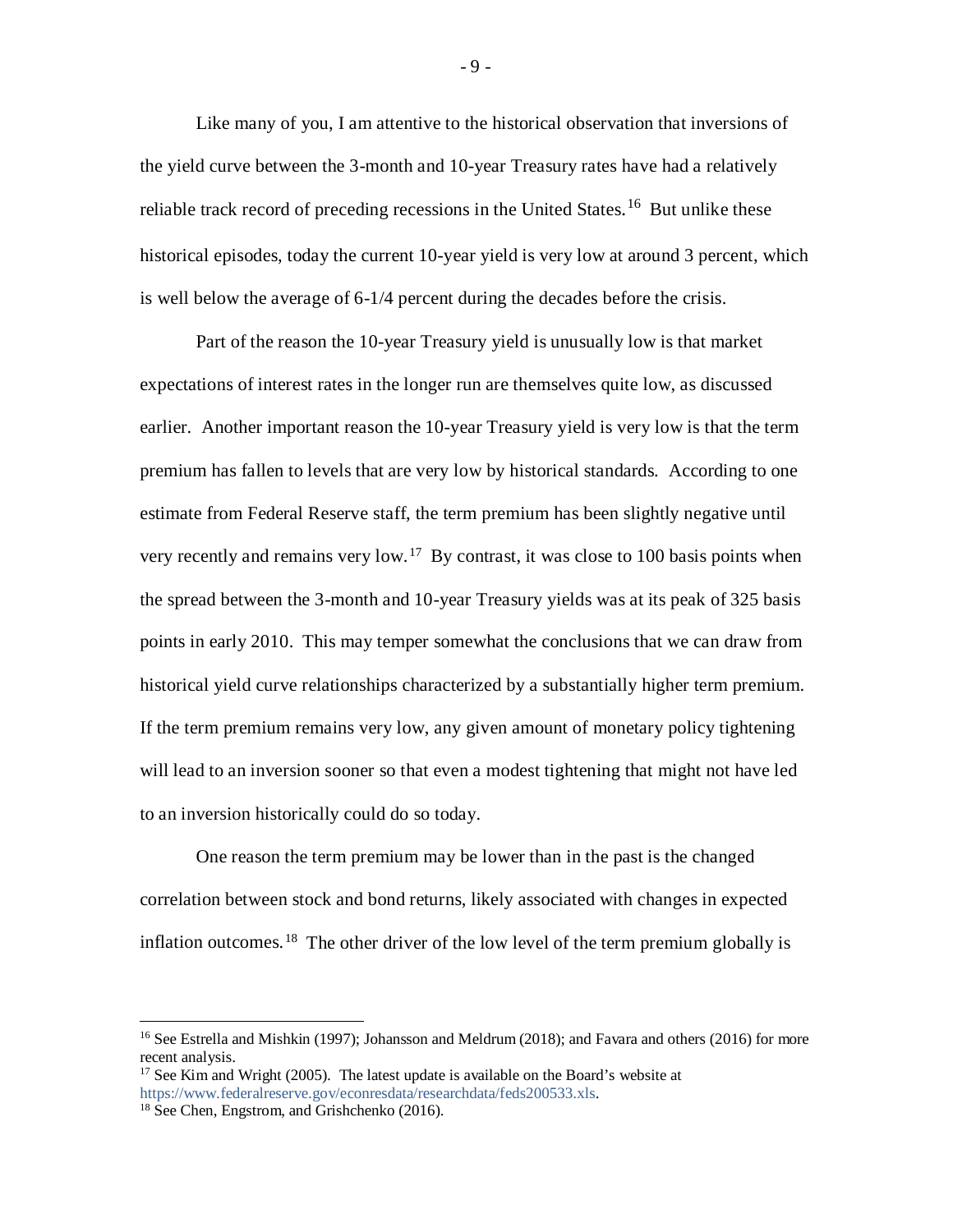Like many of you, I am attentive to the historical observation that inversions of the yield curve between the 3-month and 10-year Treasury rates have had a relatively reliable track record of preceding recessions in the United States.[16] But unlike these historical episodes, today the current 10-year yield is very low at around 3 percent, which is well below the average of 6-1/4 percent during the decades before the crisis.

Part of the reason the 10-year Treasury yield is unusually low is that market expectations of interest rates in the longer run are themselves quite low, as discussed earlier. Another important reason the 10-year Treasury yield is very low is that the term premium has fallen to levels that are very low by historical standards. According to one estimate from Federal Reserve staff, the term premium has been slightly negative until very recently and remains very low.[17] By contrast, it was close to 100 basis points when the spread between the 3-month and 10-year Treasury yields was at its peak of 325 basis points in early 2010. This may temper somewhat the conclusions that we can draw from historical yield curve relationships characterized by a substantially higher term premium. If the term premium remains very low, any given amount of monetary policy tightening will lead to an inversion sooner so that even a modest tightening that might not have led to an inversion historically could do so today.

One reason the term premium may be lower than in the past is the changed correlation between stock and bond returns, likely associated with changes in expected inflation outcomes.[18] The other driver of the low level of the term premium globally is

---

[16] See Estrella and Mishkin (1997); Johansson and Meldrum (2018); and Favara and others (2016) for more recent analysis.

[17] See Kim and Wright (2005). The latest update is available on the Board's website at https://www.federalreserve.gov/econresdata/researchdata/feds200533.xls.

[18] See Chen, Engstrom, and Grishchenko (2016).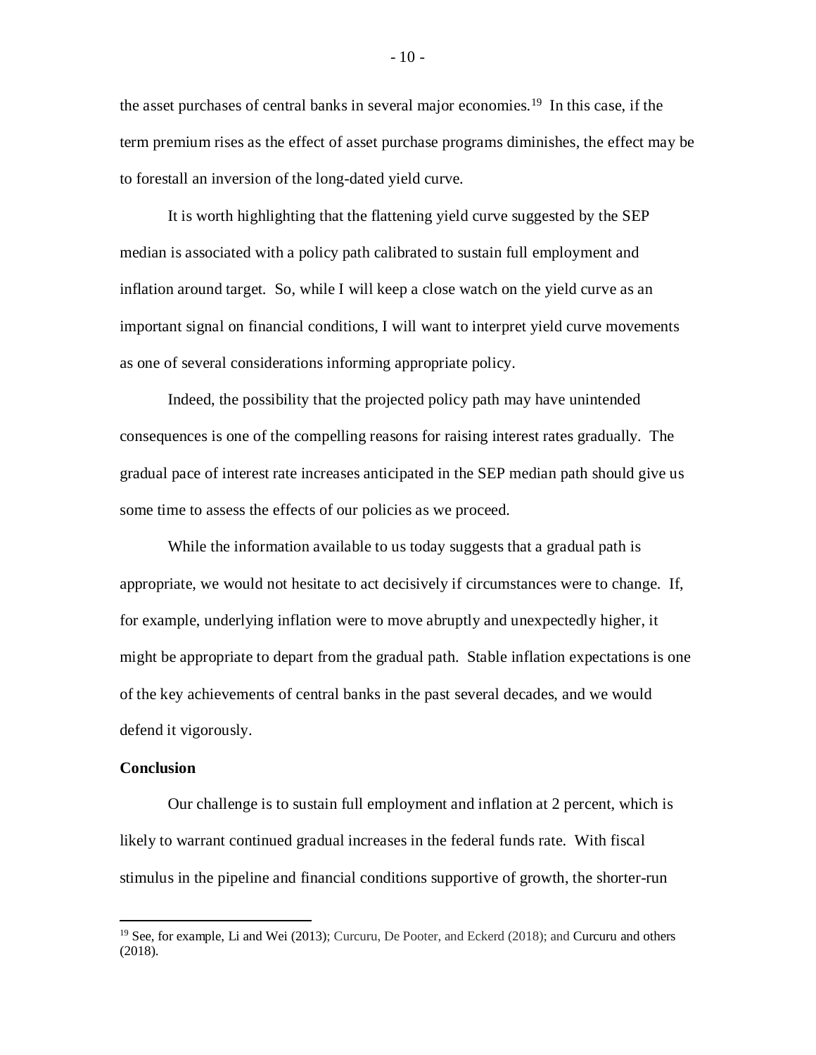the asset purchases of central banks in several major economies.[19] In this case, if the term premium rises as the effect of asset purchase programs diminishes, the effect may be to forestall an inversion of the long-dated yield curve.

It is worth highlighting that the flattening yield curve suggested by the SEP median is associated with a policy path calibrated to sustain full employment and inflation around target. So, while I will keep a close watch on the yield curve as an important signal on financial conditions, I will want to interpret yield curve movements as one of several considerations informing appropriate policy.

Indeed, the possibility that the projected policy path may have unintended consequences is one of the compelling reasons for raising interest rates gradually. The gradual pace of interest rate increases anticipated in the SEP median path should give us some time to assess the effects of our policies as we proceed.

While the information available to us today suggests that a gradual path is appropriate, we would not hesitate to act decisively if circumstances were to change. If, for example, underlying inflation were to move abruptly and unexpectedly higher, it might be appropriate to depart from the gradual path. Stable inflation expectations is one of the key achievements of central banks in the past several decades, and we would defend it vigorously.

**Conclusion**

Our challenge is to sustain full employment and inflation at 2 percent, which is likely to warrant continued gradual increases in the federal funds rate. With fiscal stimulus in the pipeline and financial conditions supportive of growth, the shorter-run

---

[19] See, for example, Li and Wei (2013); Curcuru, De Pooter, and Eckerd (2018); and Curcuru and others (2018).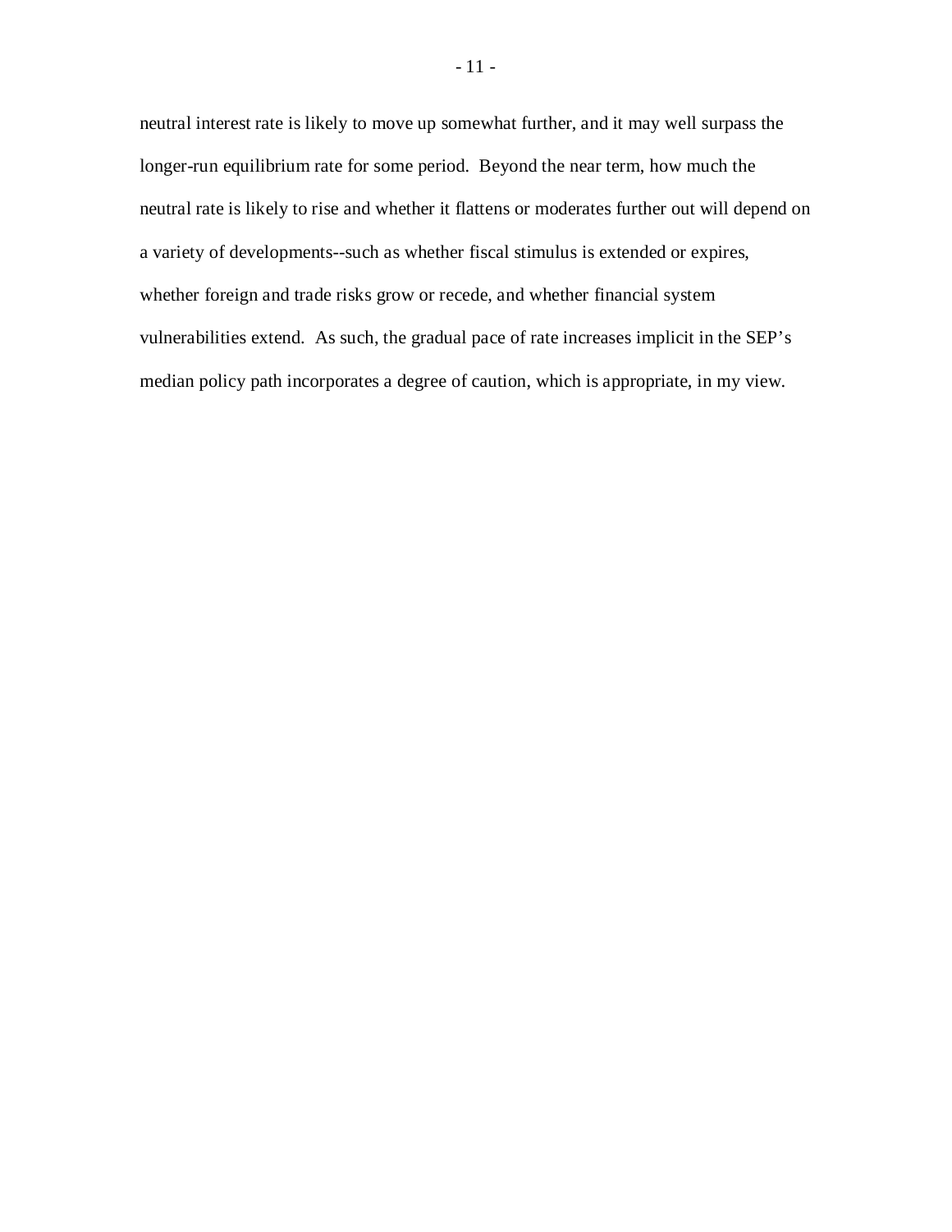neutral interest rate is likely to move up somewhat further, and it may well surpass the longer-run equilibrium rate for some period. Beyond the near term, how much the neutral rate is likely to rise and whether it flattens or moderates further out will depend on a variety of developments--such as whether fiscal stimulus is extended or expires, whether foreign and trade risks grow or recede, and whether financial system vulnerabilities extend. As such, the gradual pace of rate increases implicit in the SEP's median policy path incorporates a degree of caution, which is appropriate, in my view.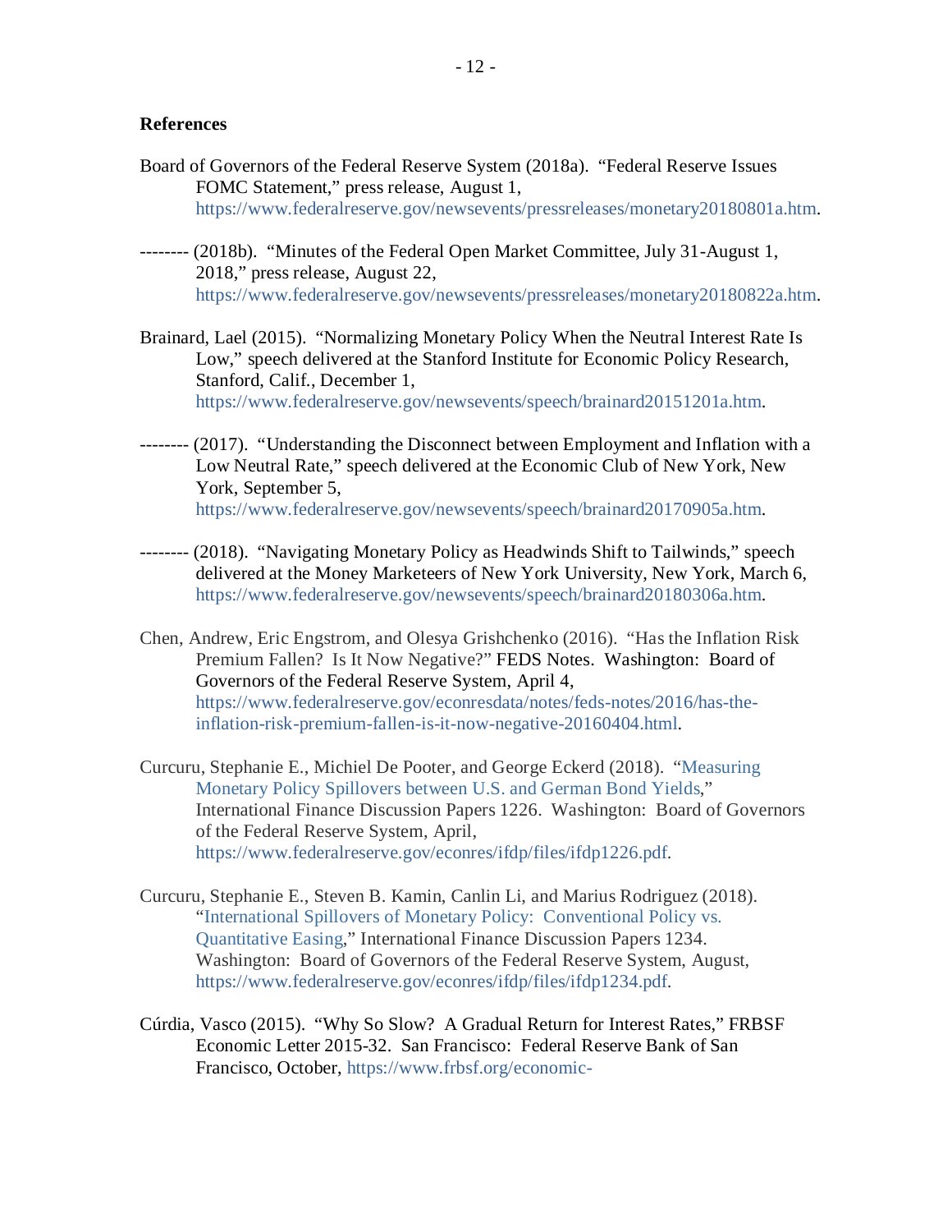## References

Board of Governors of the Federal Reserve System (2018a). "Federal Reserve Issues FOMC Statement," press release, August 1, https://www.federalreserve.gov/newsevents/pressreleases/monetary20180801a.htm.

-------- (2018b). "Minutes of the Federal Open Market Committee, July 31-August 1, 2018," press release, August 22, https://www.federalreserve.gov/newsevents/pressreleases/monetary20180822a.htm.

Brainard, Lael (2015). "Normalizing Monetary Policy When the Neutral Interest Rate Is Low," speech delivered at the Stanford Institute for Economic Policy Research, Stanford, Calif., December 1, https://www.federalreserve.gov/newsevents/speech/brainard20151201a.htm.

-------- (2017). "Understanding the Disconnect between Employment and Inflation with a Low Neutral Rate," speech delivered at the Economic Club of New York, New York, September 5, https://www.federalreserve.gov/newsevents/speech/brainard20170905a.htm.

-------- (2018). "Navigating Monetary Policy as Headwinds Shift to Tailwinds," speech delivered at the Money Marketeers of New York University, New York, March 6, https://www.federalreserve.gov/newsevents/speech/brainard20180306a.htm.

Chen, Andrew, Eric Engstrom, and Olesya Grishchenko (2016). "Has the Inflation Risk Premium Fallen? Is It Now Negative?" FEDS Notes. Washington: Board of Governors of the Federal Reserve System, April 4, https://www.federalreserve.gov/econresdata/notes/feds-notes/2016/has-the-inflation-risk-premium-fallen-is-it-now-negative-20160404.html.

Curcuru, Stephanie E., Michiel De Pooter, and George Eckerd (2018). "Measuring Monetary Policy Spillovers between U.S. and German Bond Yields," International Finance Discussion Papers 1226. Washington: Board of Governors of the Federal Reserve System, April, https://www.federalreserve.gov/econres/ifdp/files/ifdp1226.pdf.

Curcuru, Stephanie E., Steven B. Kamin, Canlin Li, and Marius Rodriguez (2018). "International Spillovers of Monetary Policy: Conventional Policy vs. Quantitative Easing," International Finance Discussion Papers 1234. Washington: Board of Governors of the Federal Reserve System, August, https://www.federalreserve.gov/econres/ifdp/files/ifdp1234.pdf.

Cúrdia, Vasco (2015). "Why So Slow? A Gradual Return for Interest Rates," FRBSF Economic Letter 2015-32. San Francisco: Federal Reserve Bank of San Francisco, October, https://www.frbsf.org/economic-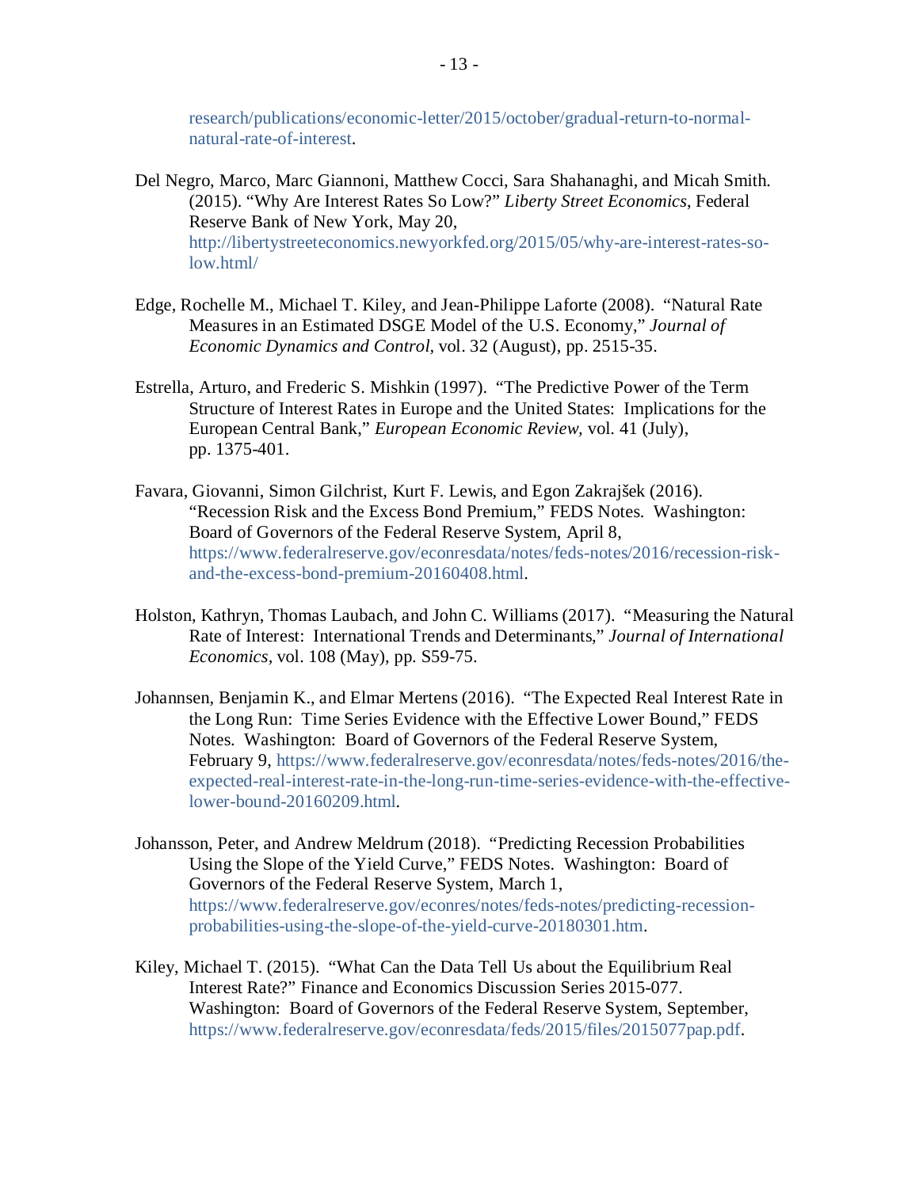research/publications/economic-letter/2015/october/gradual-return-to-normal-natural-rate-of-interest.

Del Negro, Marco, Marc Giannoni, Matthew Cocci, Sara Shahanaghi, and Micah Smith. (2015). "Why Are Interest Rates So Low?" *Liberty Street Economics*, Federal Reserve Bank of New York, May 20, http://libertystreeteconomics.newyorkfed.org/2015/05/why-are-interest-rates-so-low.html/

Edge, Rochelle M., Michael T. Kiley, and Jean-Philippe Laforte (2008). "Natural Rate Measures in an Estimated DSGE Model of the U.S. Economy," *Journal of Economic Dynamics and Control*, vol. 32 (August), pp. 2515-35.

Estrella, Arturo, and Frederic S. Mishkin (1997). "The Predictive Power of the Term Structure of Interest Rates in Europe and the United States: Implications for the European Central Bank," *European Economic Review*, vol. 41 (July), pp. 1375-401.

Favara, Giovanni, Simon Gilchrist, Kurt F. Lewis, and Egon Zakrajšek (2016). "Recession Risk and the Excess Bond Premium," FEDS Notes. Washington: Board of Governors of the Federal Reserve System, April 8, https://www.federalreserve.gov/econresdata/notes/feds-notes/2016/recession-risk-and-the-excess-bond-premium-20160408.html.

Holston, Kathryn, Thomas Laubach, and John C. Williams (2017). "Measuring the Natural Rate of Interest: International Trends and Determinants," *Journal of International Economics*, vol. 108 (May), pp. S59-75.

Johannsen, Benjamin K., and Elmar Mertens (2016). "The Expected Real Interest Rate in the Long Run: Time Series Evidence with the Effective Lower Bound," FEDS Notes. Washington: Board of Governors of the Federal Reserve System, February 9, https://www.federalreserve.gov/econresdata/notes/feds-notes/2016/the-expected-real-interest-rate-in-the-long-run-time-series-evidence-with-the-effective-lower-bound-20160209.html.

Johansson, Peter, and Andrew Meldrum (2018). "Predicting Recession Probabilities Using the Slope of the Yield Curve," FEDS Notes. Washington: Board of Governors of the Federal Reserve System, March 1, https://www.federalreserve.gov/econres/notes/feds-notes/predicting-recession-probabilities-using-the-slope-of-the-yield-curve-20180301.htm.

Kiley, Michael T. (2015). "What Can the Data Tell Us about the Equilibrium Real Interest Rate?" Finance and Economics Discussion Series 2015-077. Washington: Board of Governors of the Federal Reserve System, September, https://www.federalreserve.gov/econresdata/feds/2015/files/2015077pap.pdf.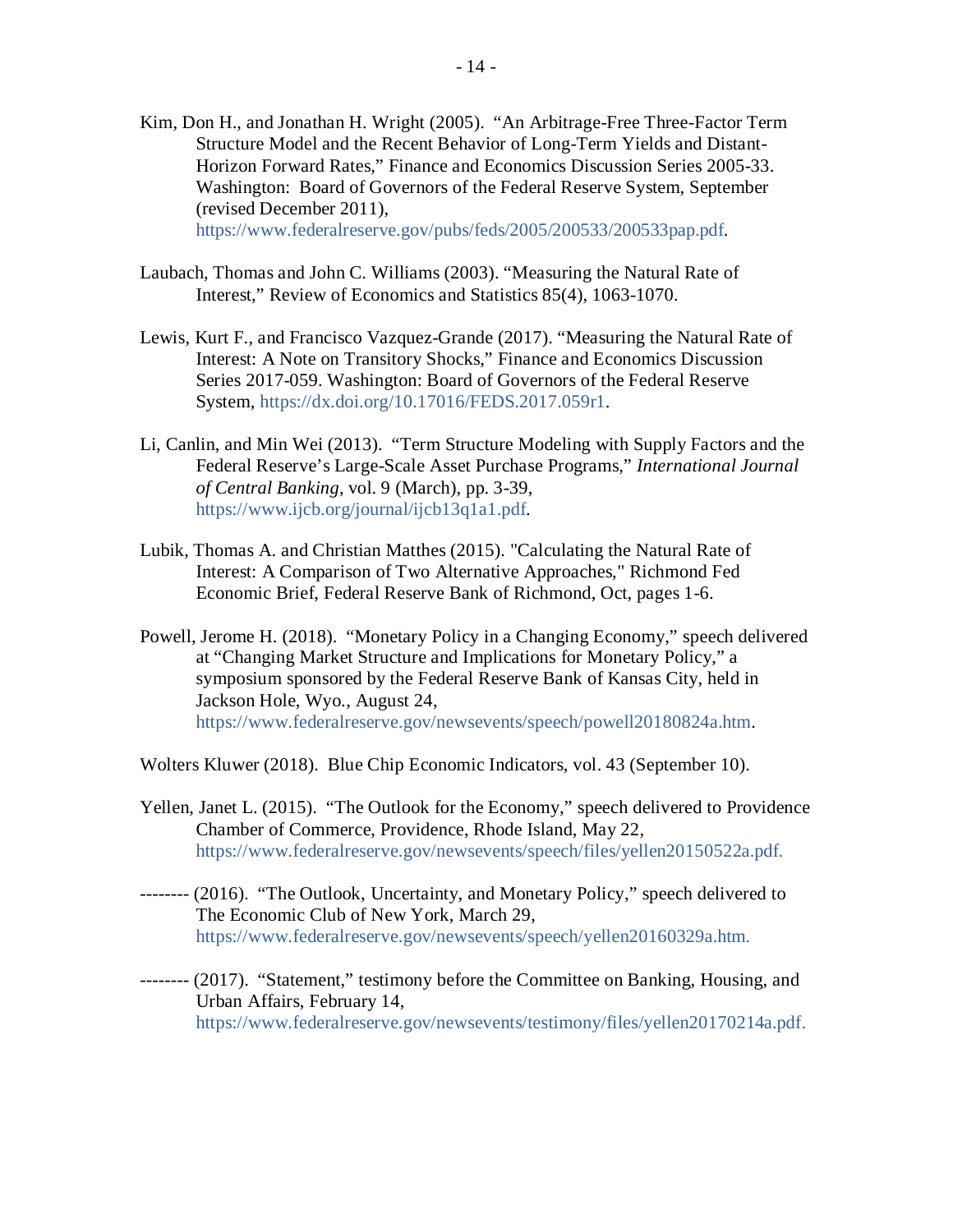Kim, Don H., and Jonathan H. Wright (2005). "An Arbitrage-Free Three-Factor Term Structure Model and the Recent Behavior of Long-Term Yields and Distant-Horizon Forward Rates," Finance and Economics Discussion Series 2005-33. Washington: Board of Governors of the Federal Reserve System, September (revised December 2011), https://www.federalreserve.gov/pubs/feds/2005/200533/200533pap.pdf.

Laubach, Thomas and John C. Williams (2003). "Measuring the Natural Rate of Interest," Review of Economics and Statistics 85(4), 1063-1070.

Lewis, Kurt F., and Francisco Vazquez-Grande (2017). "Measuring the Natural Rate of Interest: A Note on Transitory Shocks," Finance and Economics Discussion Series 2017-059. Washington: Board of Governors of the Federal Reserve System, https://dx.doi.org/10.17016/FEDS.2017.059r1.

Li, Canlin, and Min Wei (2013). "Term Structure Modeling with Supply Factors and the Federal Reserve's Large-Scale Asset Purchase Programs," *International Journal of Central Banking*, vol. 9 (March), pp. 3-39, https://www.ijcb.org/journal/ijcb13q1a1.pdf.

Lubik, Thomas A. and Christian Matthes (2015). "Calculating the Natural Rate of Interest: A Comparison of Two Alternative Approaches," Richmond Fed Economic Brief, Federal Reserve Bank of Richmond, Oct, pages 1-6.

Powell, Jerome H. (2018). "Monetary Policy in a Changing Economy," speech delivered at "Changing Market Structure and Implications for Monetary Policy," a symposium sponsored by the Federal Reserve Bank of Kansas City, held in Jackson Hole, Wyo., August 24, https://www.federalreserve.gov/newsevents/speech/powell20180824a.htm.

Wolters Kluwer (2018). Blue Chip Economic Indicators, vol. 43 (September 10).

Yellen, Janet L. (2015). "The Outlook for the Economy," speech delivered to Providence Chamber of Commerce, Providence, Rhode Island, May 22, https://www.federalreserve.gov/newsevents/speech/files/yellen20150522a.pdf.

-------- (2016). "The Outlook, Uncertainty, and Monetary Policy," speech delivered to The Economic Club of New York, March 29, https://www.federalreserve.gov/newsevents/speech/yellen20160329a.htm.

-------- (2017). "Statement," testimony before the Committee on Banking, Housing, and Urban Affairs, February 14, https://www.federalreserve.gov/newsevents/testimony/files/yellen20170214a.pdf.